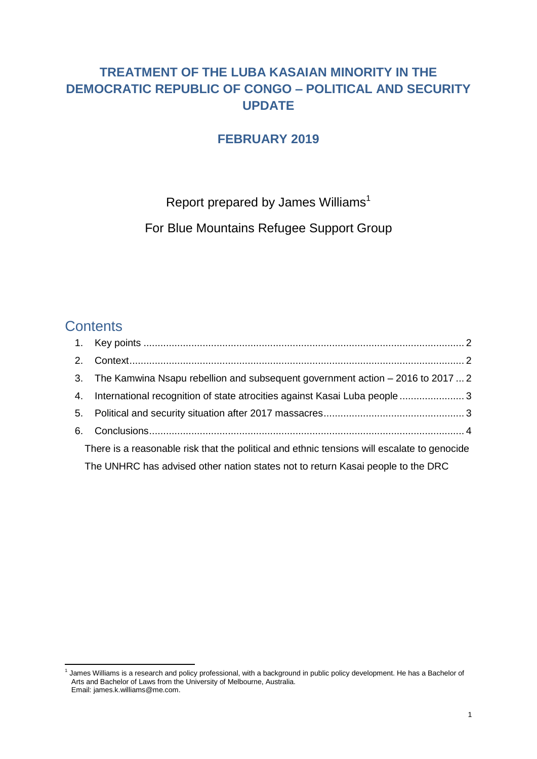# TREATMENT OF THE LUBA KASAIAN MINORITY IN THE DEMOCRATIC REPUBLIC OF CONGO – POLITICAL AND SECURITY UPDATE

## FEBRUARY 2019

Report prepared by James Williams[1]

For Blue Mountains Refugee Support Group

## Contents

1. Key points ........................................................ 2
2. Context ........................................................ 2
3. The Kamwina Nsapu rebellion and subsequent government action – 2016 to 2017 ... 2
4. International recognition of state atrocities against Kasai Luba people ........................ 3
5. Political and security situation after 2017 massacres ........................................ 3
6. Conclusions ........................................................ 4

There is a reasonable risk that the political and ethnic tensions will escalate to genocide

The UNHRC has advised other nation states not to return Kasai people to the DRC

---

[1] James Williams is a research and policy professional, with a background in public policy development. He has a Bachelor of Arts and Bachelor of Laws from the University of Melbourne, Australia. Email: james.k.williams@me.com.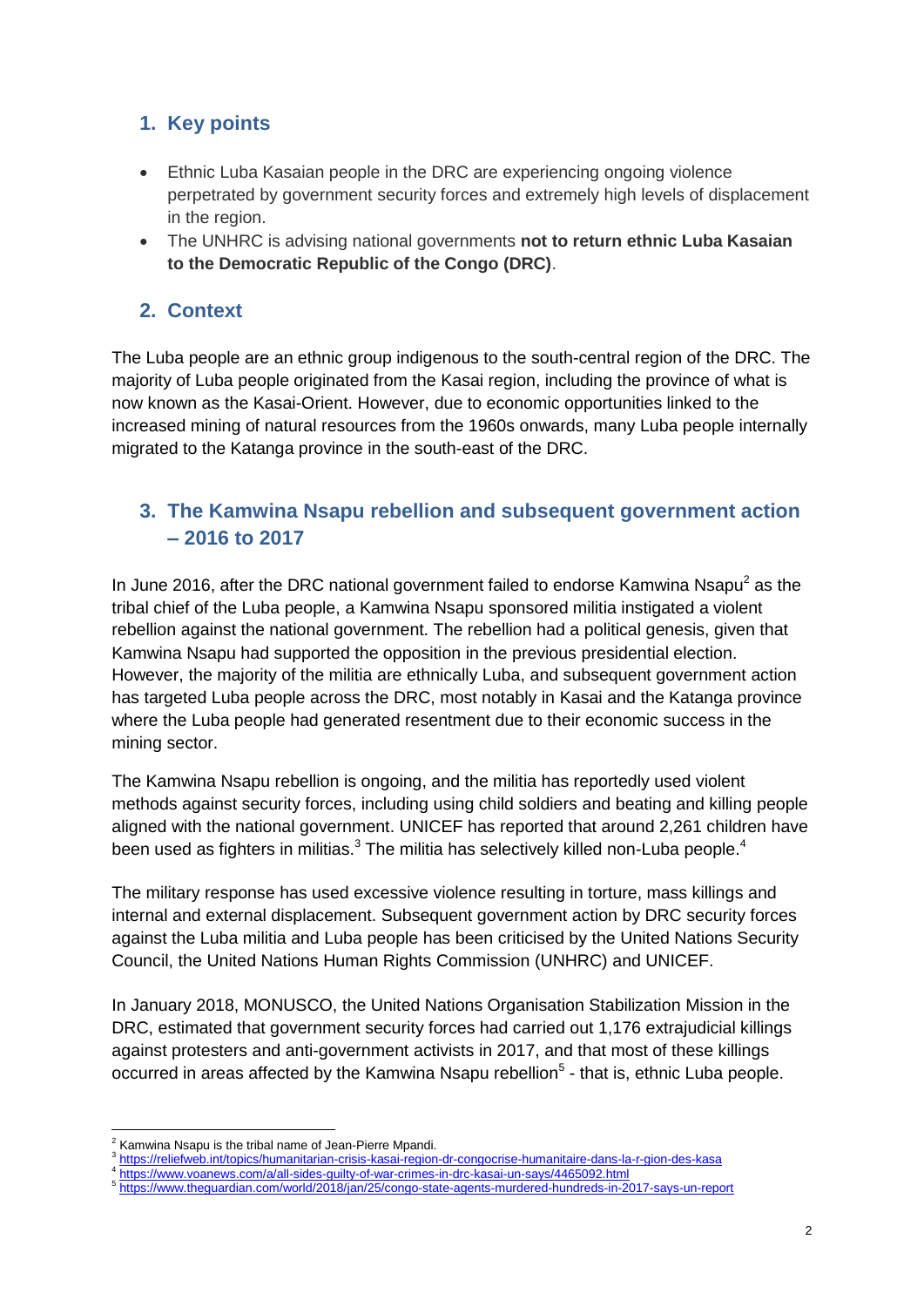## 1. Key points

- Ethnic Luba Kasaian people in the DRC are experiencing ongoing violence perpetrated by government security forces and extremely high levels of displacement in the region.
- The UNHRC is advising national governments **not to return ethnic Luba Kasaian to the Democratic Republic of the Congo (DRC)**.

## 2. Context

The Luba people are an ethnic group indigenous to the south-central region of the DRC. The majority of Luba people originated from the Kasai region, including the province of what is now known as the Kasai-Orient. However, due to economic opportunities linked to the increased mining of natural resources from the 1960s onwards, many Luba people internally migrated to the Katanga province in the south-east of the DRC.

## 3. The Kamwina Nsapu rebellion and subsequent government action – 2016 to 2017

In June 2016, after the DRC national government failed to endorse Kamwina Nsapu[2] as the tribal chief of the Luba people, a Kamwina Nsapu sponsored militia instigated a violent rebellion against the national government. The rebellion had a political genesis, given that Kamwina Nsapu had supported the opposition in the previous presidential election. However, the majority of the militia are ethnically Luba, and subsequent government action has targeted Luba people across the DRC, most notably in Kasai and the Katanga province where the Luba people had generated resentment due to their economic success in the mining sector.

The Kamwina Nsapu rebellion is ongoing, and the militia has reportedly used violent methods against security forces, including using child soldiers and beating and killing people aligned with the national government. UNICEF has reported that around 2,261 children have been used as fighters in militias.[3] The militia has selectively killed non-Luba people.[4]

The military response has used excessive violence resulting in torture, mass killings and internal and external displacement. Subsequent government action by DRC security forces against the Luba militia and Luba people has been criticised by the United Nations Security Council, the United Nations Human Rights Commission (UNHRC) and UNICEF.

In January 2018, MONUSCO, the United Nations Organisation Stabilization Mission in the DRC, estimated that government security forces had carried out 1,176 extrajudicial killings against protesters and anti-government activists in 2017, and that most of these killings occurred in areas affected by the Kamwina Nsapu rebellion[5] - that is, ethnic Luba people.

---

[2] Kamwina Nsapu is the tribal name of Jean-Pierre Mpandi.

[3] https://reliefweb.int/topics/humanitarian-crisis-kasai-region-dr-congocrise-humanitaire-dans-la-r-gion-des-kasa

[4] https://www.voanews.com/a/all-sides-guilty-of-war-crimes-in-drc-kasai-un-says/4465092.html

[5] https://www.theguardian.com/world/2018/jan/25/congo-state-agents-murdered-hundreds-in-2017-says-un-report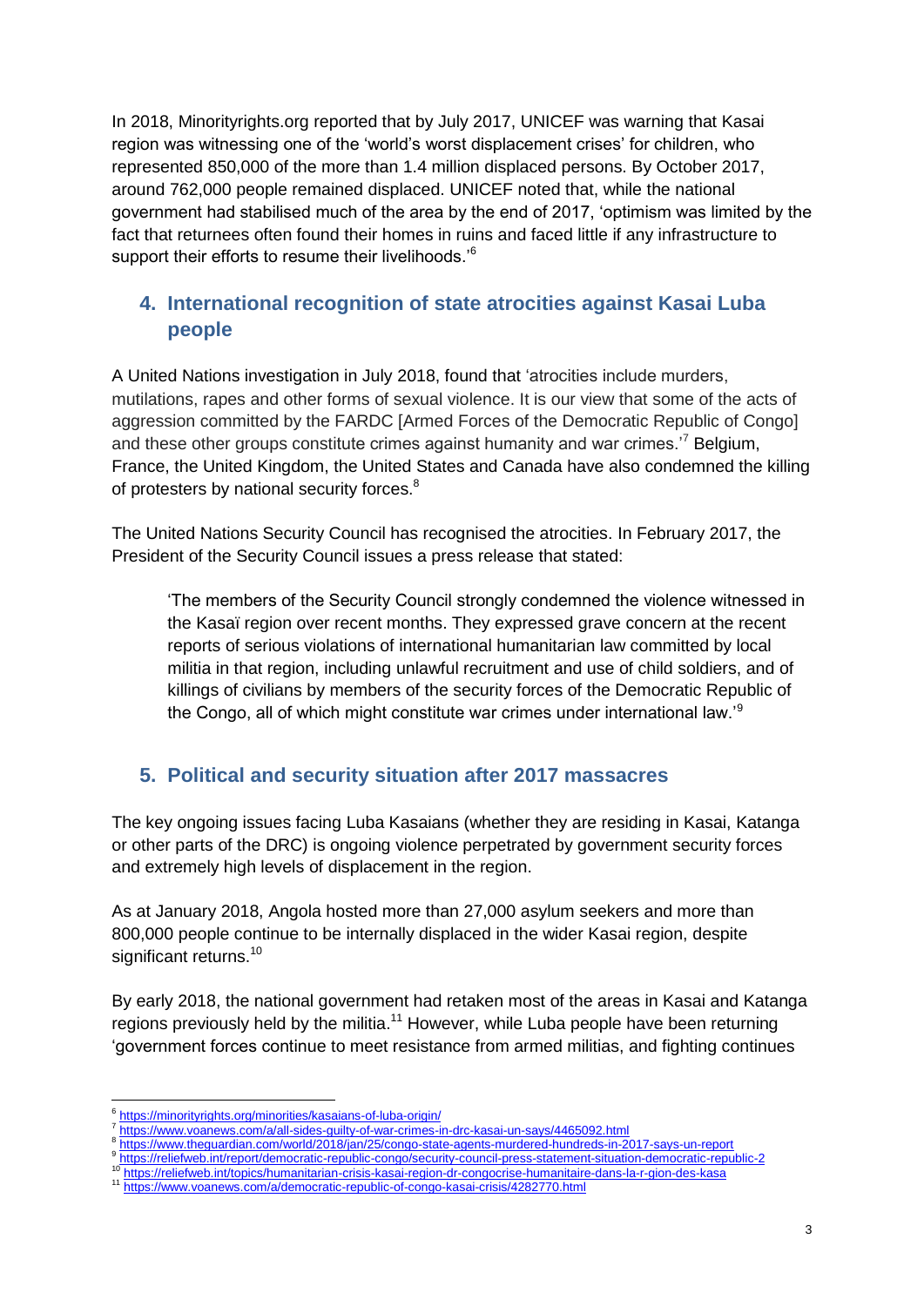In 2018, Minorityrights.org reported that by July 2017, UNICEF was warning that Kasai region was witnessing one of the 'world's worst displacement crises' for children, who represented 850,000 of the more than 1.4 million displaced persons. By October 2017, around 762,000 people remained displaced. UNICEF noted that, while the national government had stabilised much of the area by the end of 2017, 'optimism was limited by the fact that returnees often found their homes in ruins and faced little if any infrastructure to support their efforts to resume their livelihoods.'[6]

## 4. International recognition of state atrocities against Kasai Luba people

A United Nations investigation in July 2018, found that 'atrocities include murders, mutilations, rapes and other forms of sexual violence. It is our view that some of the acts of aggression committed by the FARDC [Armed Forces of the Democratic Republic of Congo] and these other groups constitute crimes against humanity and war crimes.'[7] Belgium, France, the United Kingdom, the United States and Canada have also condemned the killing of protesters by national security forces.[8]

The United Nations Security Council has recognised the atrocities. In February 2017, the President of the Security Council issues a press release that stated:

> 'The members of the Security Council strongly condemned the violence witnessed in the Kasaï region over recent months. They expressed grave concern at the recent reports of serious violations of international humanitarian law committed by local militia in that region, including unlawful recruitment and use of child soldiers, and of killings of civilians by members of the security forces of the Democratic Republic of the Congo, all of which might constitute war crimes under international law.'[9]

## 5. Political and security situation after 2017 massacres

The key ongoing issues facing Luba Kasaians (whether they are residing in Kasai, Katanga or other parts of the DRC) is ongoing violence perpetrated by government security forces and extremely high levels of displacement in the region.

As at January 2018, Angola hosted more than 27,000 asylum seekers and more than 800,000 people continue to be internally displaced in the wider Kasai region, despite significant returns.[10]

By early 2018, the national government had retaken most of the areas in Kasai and Katanga regions previously held by the militia.[11] However, while Luba people have been returning 'government forces continue to meet resistance from armed militias, and fighting continues

---

[6] https://minorityrights.org/minorities/kasaians-of-luba-origin/

[7] https://www.voanews.com/a/all-sides-guilty-of-war-crimes-in-drc-kasai-un-says/4465092.html

[8] https://www.theguardian.com/world/2018/jan/25/congo-state-agents-murdered-hundreds-in-2017-says-un-report

[9] https://reliefweb.int/report/democratic-republic-congo/security-council-press-statement-situation-democratic-republic-2

[10] https://reliefweb.int/topics/humanitarian-crisis-kasai-region-dr-congocrise-humanitaire-dans-la-r-gion-des-kasa

[11] https://www.voanews.com/a/democratic-republic-of-congo-kasai-crisis/4282770.html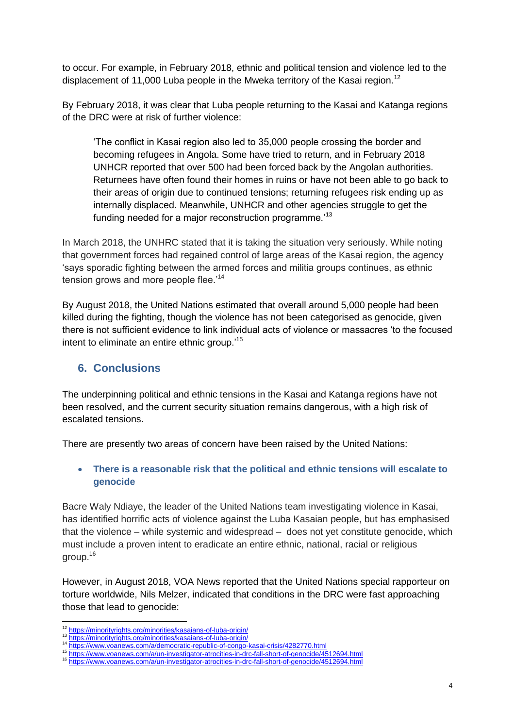to occur. For example, in February 2018, ethnic and political tension and violence led to the displacement of 11,000 Luba people in the Mweka territory of the Kasai region.[12]

By February 2018, it was clear that Luba people returning to the Kasai and Katanga regions of the DRC were at risk of further violence:

> 'The conflict in Kasai region also led to 35,000 people crossing the border and becoming refugees in Angola. Some have tried to return, and in February 2018 UNHCR reported that over 500 had been forced back by the Angolan authorities. Returnees have often found their homes in ruins or have not been able to go back to their areas of origin due to continued tensions; returning refugees risk ending up as internally displaced. Meanwhile, UNHCR and other agencies struggle to get the funding needed for a major reconstruction programme.'[13]

In March 2018, the UNHRC stated that it is taking the situation very seriously. While noting that government forces had regained control of large areas of the Kasai region, the agency 'says sporadic fighting between the armed forces and militia groups continues, as ethnic tension grows and more people flee.'[14]

By August 2018, the United Nations estimated that overall around 5,000 people had been killed during the fighting, though the violence has not been categorised as genocide, given there is not sufficient evidence to link individual acts of violence or massacres 'to the focused intent to eliminate an entire ethnic group.'[15]

## 6. Conclusions

The underpinning political and ethnic tensions in the Kasai and Katanga regions have not been resolved, and the current security situation remains dangerous, with a high risk of escalated tensions.

There are presently two areas of concern have been raised by the United Nations:

- **There is a reasonable risk that the political and ethnic tensions will escalate to genocide**

Bacre Waly Ndiaye, the leader of the United Nations team investigating violence in Kasai, has identified horrific acts of violence against the Luba Kasaian people, but has emphasised that the violence – while systemic and widespread – does not yet constitute genocide, which must include a proven intent to eradicate an entire ethnic, national, racial or religious group.[16]

However, in August 2018, VOA News reported that the United Nations special rapporteur on torture worldwide, Nils Melzer, indicated that conditions in the DRC were fast approaching those that lead to genocide:

---

[12] https://minorityrights.org/minorities/kasaians-of-luba-origin/
[13] https://minorityrights.org/minorities/kasaians-of-luba-origin/
[14] https://www.voanews.com/a/democratic-republic-of-congo-kasai-crisis/4282770.html
[15] https://www.voanews.com/a/un-investigator-atrocities-in-drc-fall-short-of-genocide/4512694.html
[16] https://www.voanews.com/a/un-investigator-atrocities-in-drc-fall-short-of-genocide/4512694.html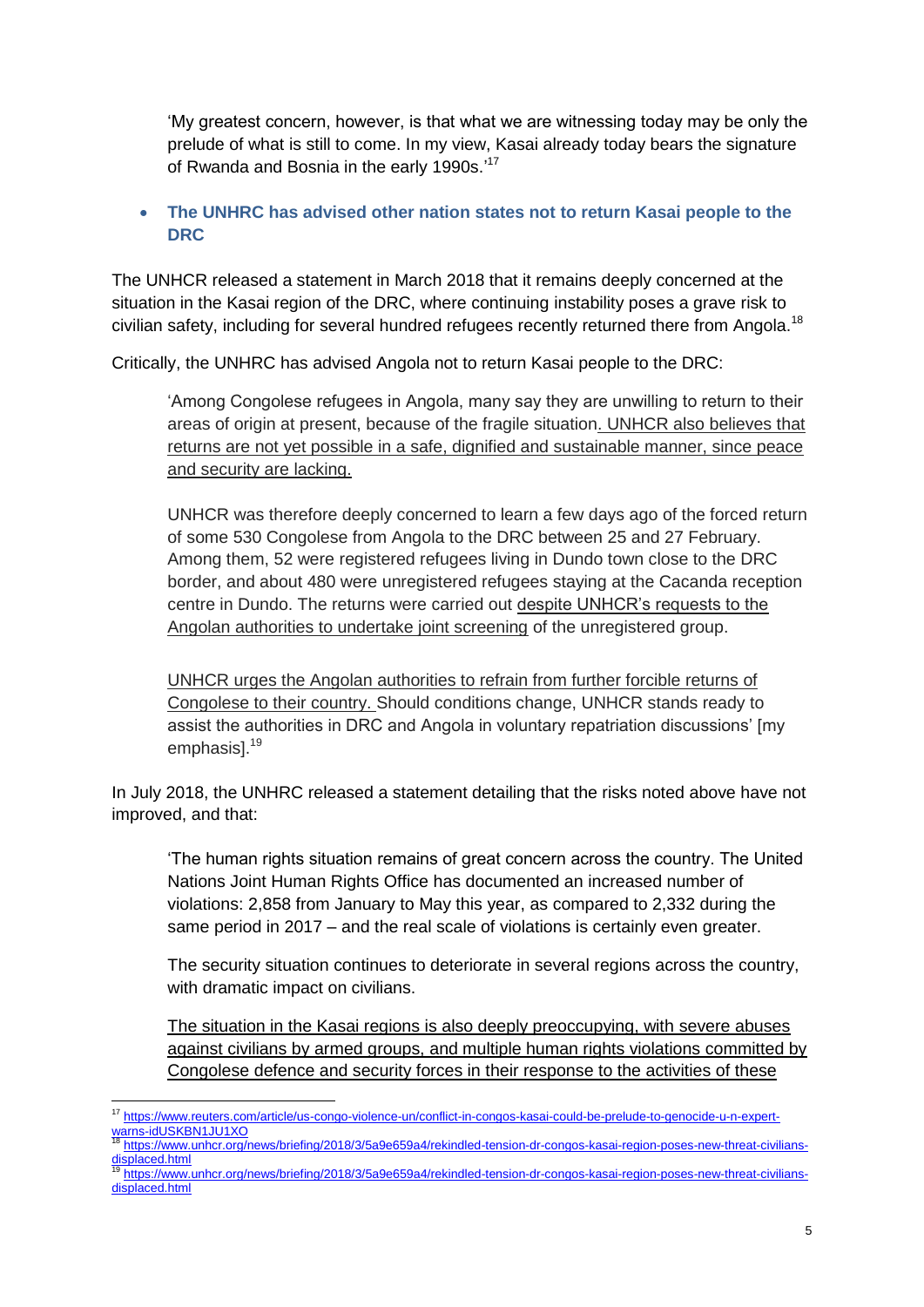> 'My greatest concern, however, is that what we are witnessing today may be only the prelude of what is still to come. In my view, Kasai already today bears the signature of Rwanda and Bosnia in the early 1990s.'[17]

- **The UNHRC has advised other nation states not to return Kasai people to the DRC**

The UNHCR released a statement in March 2018 that it remains deeply concerned at the situation in the Kasai region of the DRC, where continuing instability poses a grave risk to civilian safety, including for several hundred refugees recently returned there from Angola.[18]

Critically, the UNHRC has advised Angola not to return Kasai people to the DRC:

> 'Among Congolese refugees in Angola, many say they are unwilling to return to their areas of origin at present, because of the fragile situation. <u>UNHCR also believes that returns are not yet possible in a safe, dignified and sustainable manner, since peace and security are lacking.</u>
>
> UNHCR was therefore deeply concerned to learn a few days ago of the forced return of some 530 Congolese from Angola to the DRC between 25 and 27 February. Among them, 52 were registered refugees living in Dundo town close to the DRC border, and about 480 were unregistered refugees staying at the Cacanda reception centre in Dundo. The returns were carried out <u>despite UNHCR's requests to the Angolan authorities to undertake joint screening</u> of the unregistered group.
>
> <u>UNHCR urges the Angolan authorities to refrain from further forcible returns of Congolese to their country.</u> Should conditions change, UNHCR stands ready to assist the authorities in DRC and Angola in voluntary repatriation discussions' [my emphasis].[19]

In July 2018, the UNHRC released a statement detailing that the risks noted above have not improved, and that:

> 'The human rights situation remains of great concern across the country. The United Nations Joint Human Rights Office has documented an increased number of violations: 2,858 from January to May this year, as compared to 2,332 during the same period in 2017 – and the real scale of violations is certainly even greater.
>
> The security situation continues to deteriorate in several regions across the country, with dramatic impact on civilians.
>
> <u>The situation in the Kasai regions is also deeply preoccupying, with severe abuses against civilians by armed groups, and multiple human rights violations committed by Congolese defence and security forces in their response to the activities of these</u>

---

[17] https://www.reuters.com/article/us-congo-violence-un/conflict-in-congos-kasai-could-be-prelude-to-genocide-u-n-expert-warns-idUSKBN1JU1XO

[18] https://www.unhcr.org/news/briefing/2018/3/5a9e659a4/rekindled-tension-dr-congos-kasai-region-poses-new-threat-civilians-displaced.html

[19] https://www.unhcr.org/news/briefing/2018/3/5a9e659a4/rekindled-tension-dr-congos-kasai-region-poses-new-threat-civilians-displaced.html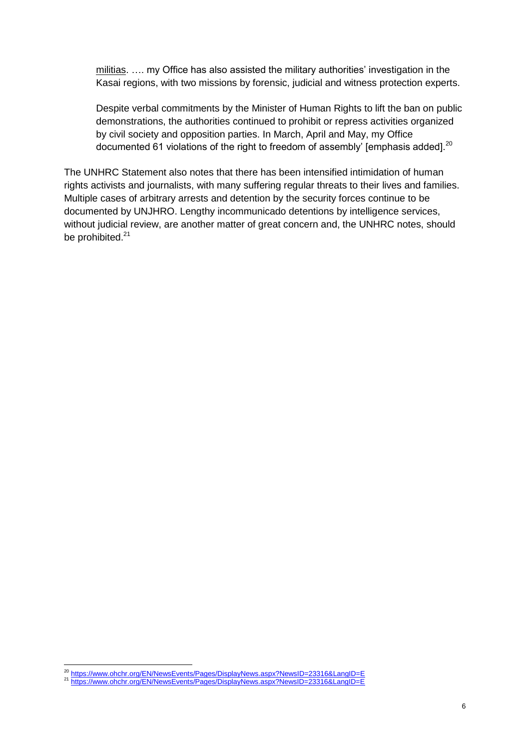> militias. …. my Office has also assisted the military authorities' investigation in the Kasai regions, with two missions by forensic, judicial and witness protection experts.
>
> Despite verbal commitments by the Minister of Human Rights to lift the ban on public demonstrations, the authorities continued to prohibit or repress activities organized by civil society and opposition parties. In March, April and May, my Office documented 61 violations of the right to freedom of assembly' [emphasis added].[20]

The UNHRC Statement also notes that there has been intensified intimidation of human rights activists and journalists, with many suffering regular threats to their lives and families. Multiple cases of arbitrary arrests and detention by the security forces continue to be documented by UNJHRO. Lengthy incommunicado detentions by intelligence services, without judicial review, are another matter of great concern and, the UNHRC notes, should be prohibited.[21]

---

[20] https://www.ohchr.org/EN/NewsEvents/Pages/DisplayNews.aspx?NewsID=23316&LangID=E

[21] https://www.ohchr.org/EN/NewsEvents/Pages/DisplayNews.aspx?NewsID=23316&LangID=E